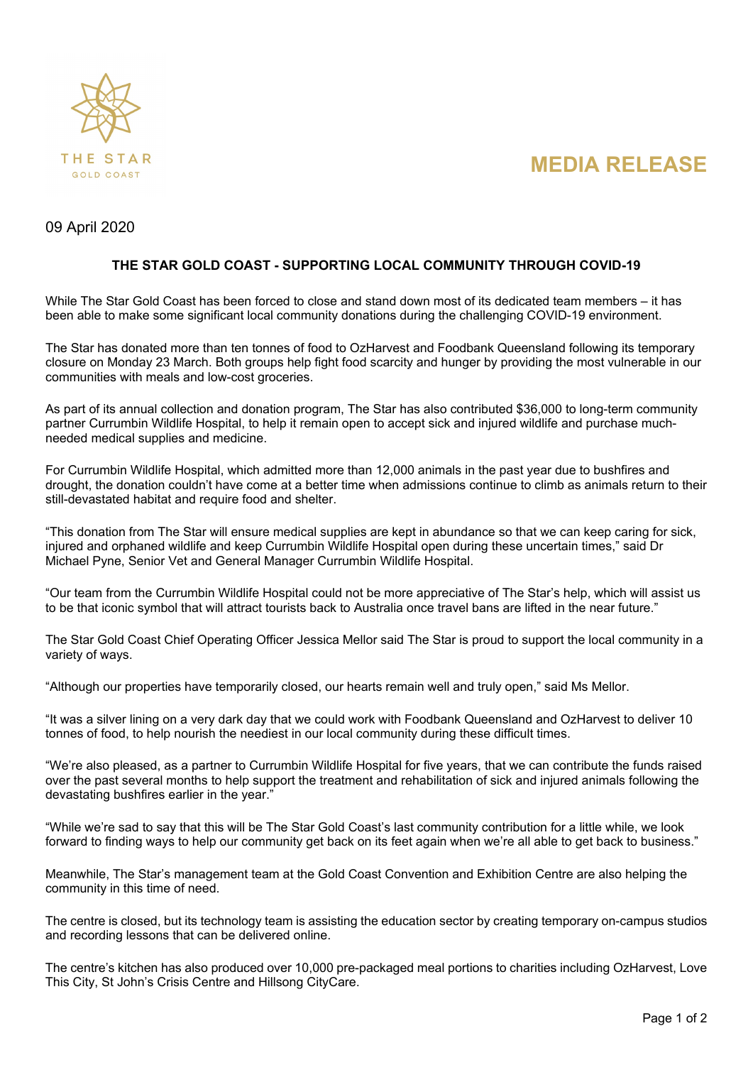THE STAR
GOLD COAST

# MEDIA RELEASE

09 April 2020

## THE STAR GOLD COAST - SUPPORTING LOCAL COMMUNITY THROUGH COVID-19

While The Star Gold Coast has been forced to close and stand down most of its dedicated team members – it has been able to make some significant local community donations during the challenging COVID-19 environment.

The Star has donated more than ten tonnes of food to OzHarvest and Foodbank Queensland following its temporary closure on Monday 23 March. Both groups help fight food scarcity and hunger by providing the most vulnerable in our communities with meals and low-cost groceries.

As part of its annual collection and donation program, The Star has also contributed $36,000 to long-term community partner Currumbin Wildlife Hospital, to help it remain open to accept sick and injured wildlife and purchase much-needed medical supplies and medicine.

For Currumbin Wildlife Hospital, which admitted more than 12,000 animals in the past year due to bushfires and drought, the donation couldn't have come at a better time when admissions continue to climb as animals return to their still-devastated habitat and require food and shelter.

"This donation from The Star will ensure medical supplies are kept in abundance so that we can keep caring for sick, injured and orphaned wildlife and keep Currumbin Wildlife Hospital open during these uncertain times," said Dr Michael Pyne, Senior Vet and General Manager Currumbin Wildlife Hospital.

"Our team from the Currumbin Wildlife Hospital could not be more appreciative of The Star's help, which will assist us to be that iconic symbol that will attract tourists back to Australia once travel bans are lifted in the near future."

The Star Gold Coast Chief Operating Officer Jessica Mellor said The Star is proud to support the local community in a variety of ways.

"Although our properties have temporarily closed, our hearts remain well and truly open," said Ms Mellor.

"It was a silver lining on a very dark day that we could work with Foodbank Queensland and OzHarvest to deliver 10 tonnes of food, to help nourish the neediest in our local community during these difficult times.

"We're also pleased, as a partner to Currumbin Wildlife Hospital for five years, that we can contribute the funds raised over the past several months to help support the treatment and rehabilitation of sick and injured animals following the devastating bushfires earlier in the year."

"While we're sad to say that this will be The Star Gold Coast's last community contribution for a little while, we look forward to finding ways to help our community get back on its feet again when we're all able to get back to business."

Meanwhile, The Star's management team at the Gold Coast Convention and Exhibition Centre are also helping the community in this time of need.

The centre is closed, but its technology team is assisting the education sector by creating temporary on-campus studios and recording lessons that can be delivered online.

The centre's kitchen has also produced over 10,000 pre-packaged meal portions to charities including OzHarvest, Love This City, St John's Crisis Centre and Hillsong CityCare.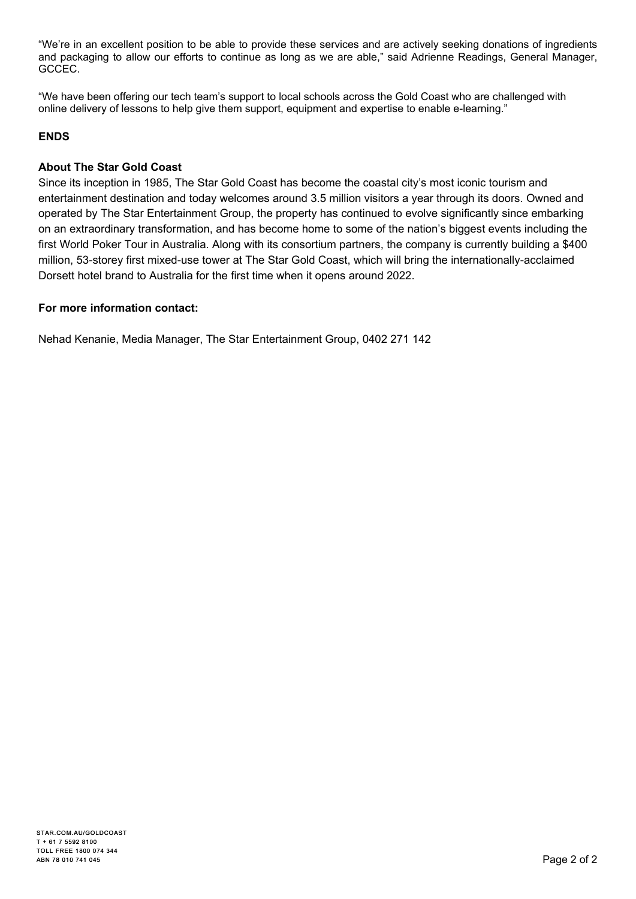"We're in an excellent position to be able to provide these services and are actively seeking donations of ingredients and packaging to allow our efforts to continue as long as we are able," said Adrienne Readings, General Manager, GCCEC.

"We have been offering our tech team's support to local schools across the Gold Coast who are challenged with online delivery of lessons to help give them support, equipment and expertise to enable e-learning."

**ENDS**

**About The Star Gold Coast**

Since its inception in 1985, The Star Gold Coast has become the coastal city's most iconic tourism and entertainment destination and today welcomes around 3.5 million visitors a year through its doors. Owned and operated by The Star Entertainment Group, the property has continued to evolve significantly since embarking on an extraordinary transformation, and has become home to some of the nation's biggest events including the first World Poker Tour in Australia. Along with its consortium partners, the company is currently building a $400 million, 53-storey first mixed-use tower at The Star Gold Coast, which will bring the internationally-acclaimed Dorsett hotel brand to Australia for the first time when it opens around 2022.

**For more information contact:**

Nehad Kenanie, Media Manager, The Star Entertainment Group, 0402 271 142

STAR.COM.AU/GOLDCOAST
T + 61 7 5592 8100
TOLL FREE 1800 074 344
ABN 78 010 741 045